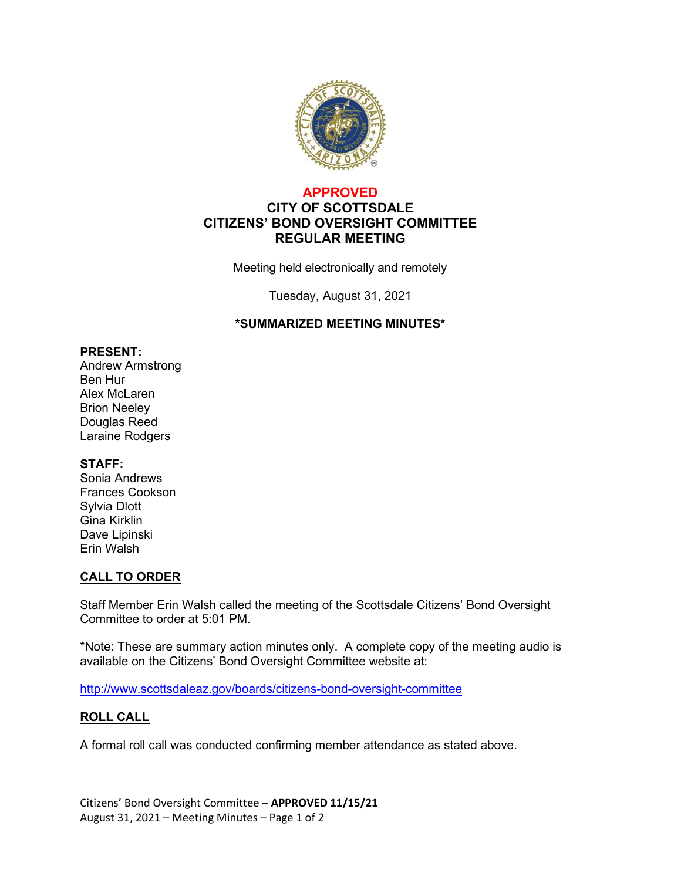**APPROVED**

# CITY OF SCOTTSDALE
# CITIZENS' BOND OVERSIGHT COMMITTEE
# REGULAR MEETING

Meeting held electronically and remotely

Tuesday, August 31, 2021

**\*SUMMARIZED MEETING MINUTES\***

**PRESENT:**
Andrew Armstrong
Ben Hur
Alex McLaren
Brion Neeley
Douglas Reed
Laraine Rodgers

**STAFF:**
Sonia Andrews
Frances Cookson
Sylvia Dlott
Gina Kirklin
Dave Lipinski
Erin Walsh

## CALL TO ORDER

Staff Member Erin Walsh called the meeting of the Scottsdale Citizens' Bond Oversight Committee to order at 5:01 PM.

\*Note: These are summary action minutes only. A complete copy of the meeting audio is available on the Citizens' Bond Oversight Committee website at:

http://www.scottsdaleaz.gov/boards/citizens-bond-oversight-committee

## ROLL CALL

A formal roll call was conducted confirming member attendance as stated above.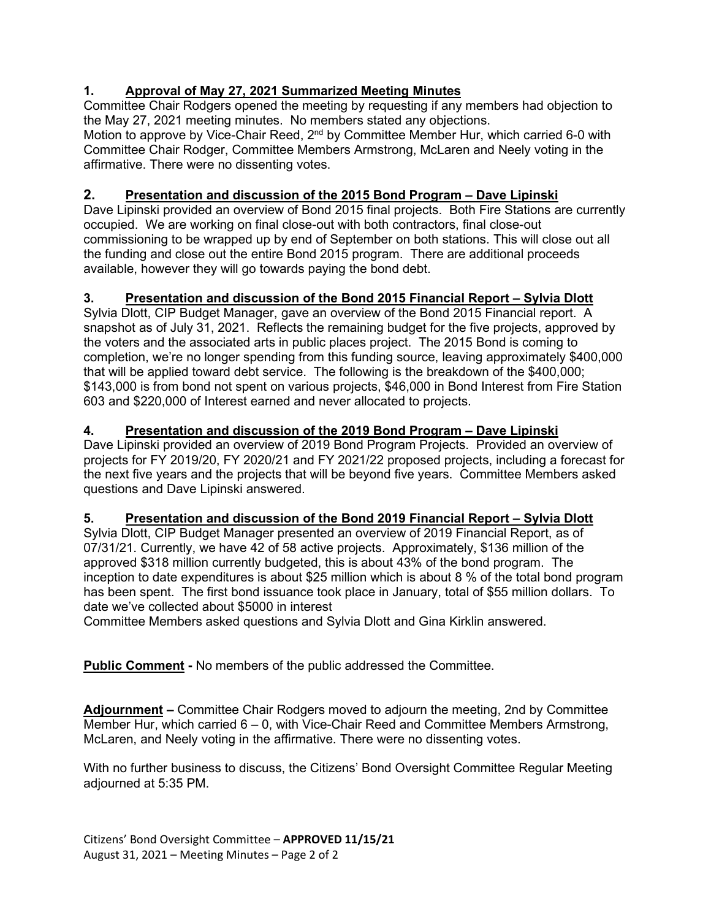**1. Approval of May 27, 2021 Summarized Meeting Minutes**

Committee Chair Rodgers opened the meeting by requesting if any members had objection to the May 27, 2021 meeting minutes. No members stated any objections.

Motion to approve by Vice-Chair Reed, 2nd by Committee Member Hur, which carried 6-0 with Committee Chair Rodger, Committee Members Armstrong, McLaren and Neely voting in the affirmative. There were no dissenting votes.

**2. Presentation and discussion of the 2015 Bond Program – Dave Lipinski**

Dave Lipinski provided an overview of Bond 2015 final projects. Both Fire Stations are currently occupied. We are working on final close-out with both contractors, final close-out commissioning to be wrapped up by end of September on both stations. This will close out all the funding and close out the entire Bond 2015 program. There are additional proceeds available, however they will go towards paying the bond debt.

**3. Presentation and discussion of the Bond 2015 Financial Report – Sylvia Dlott**

Sylvia Dlott, CIP Budget Manager, gave an overview of the Bond 2015 Financial report. A snapshot as of July 31, 2021. Reflects the remaining budget for the five projects, approved by the voters and the associated arts in public places project. The 2015 Bond is coming to completion, we're no longer spending from this funding source, leaving approximately $400,000 that will be applied toward debt service. The following is the breakdown of the $400,000; $143,000 is from bond not spent on various projects, $46,000 in Bond Interest from Fire Station 603 and $220,000 of Interest earned and never allocated to projects.

**4. Presentation and discussion of the 2019 Bond Program – Dave Lipinski**

Dave Lipinski provided an overview of 2019 Bond Program Projects. Provided an overview of projects for FY 2019/20, FY 2020/21 and FY 2021/22 proposed projects, including a forecast for the next five years and the projects that will be beyond five years. Committee Members asked questions and Dave Lipinski answered.

**5. Presentation and discussion of the Bond 2019 Financial Report – Sylvia Dlott**

Sylvia Dlott, CIP Budget Manager presented an overview of 2019 Financial Report, as of 07/31/21. Currently, we have 42 of 58 active projects. Approximately, $136 million of the approved $318 million currently budgeted, this is about 43% of the bond program. The inception to date expenditures is about $25 million which is about 8 % of the total bond program has been spent. The first bond issuance took place in January, total of $55 million dollars. To date we've collected about $5000 in interest

Committee Members asked questions and Sylvia Dlott and Gina Kirklin answered.

**Public Comment -** No members of the public addressed the Committee.

**Adjournment –** Committee Chair Rodgers moved to adjourn the meeting, 2nd by Committee Member Hur, which carried 6 – 0, with Vice-Chair Reed and Committee Members Armstrong, McLaren, and Neely voting in the affirmative. There were no dissenting votes.

With no further business to discuss, the Citizens' Bond Oversight Committee Regular Meeting adjourned at 5:35 PM.

Citizens' Bond Oversight Committee – **APPROVED 11/15/21**
August 31, 2021 – Meeting Minutes